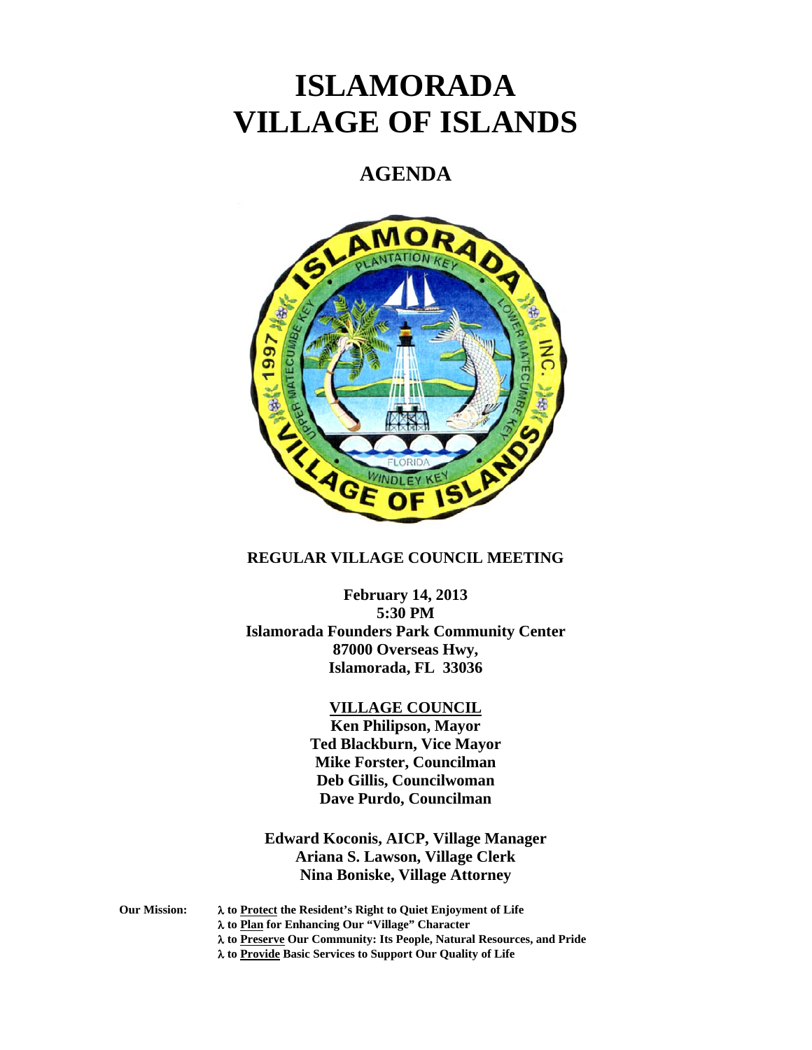# ISLAMORADA
# VILLAGE OF ISLANDS

## AGENDA

**REGULAR VILLAGE COUNCIL MEETING**

**February 14, 2013**
**5:30 PM**
**Islamorada Founders Park Community Center**
**87000 Overseas Hwy,**
**Islamorada, FL 33036**

**VILLAGE COUNCIL**
**Ken Philipson, Mayor**
**Ted Blackburn, Vice Mayor**
**Mike Forster, Councilman**
**Deb Gillis, Councilwoman**
**Dave Purdo, Councilman**

**Edward Koconis, AICP, Village Manager**
**Ariana S. Lawson, Village Clerk**
**Nina Boniske, Village Attorney**

**Our Mission:**
- **λ to Protect the Resident's Right to Quiet Enjoyment of Life**
- **λ to Plan for Enhancing Our "Village" Character**
- **λ to Preserve Our Community: Its People, Natural Resources, and Pride**
- **λ to Provide Basic Services to Support Our Quality of Life**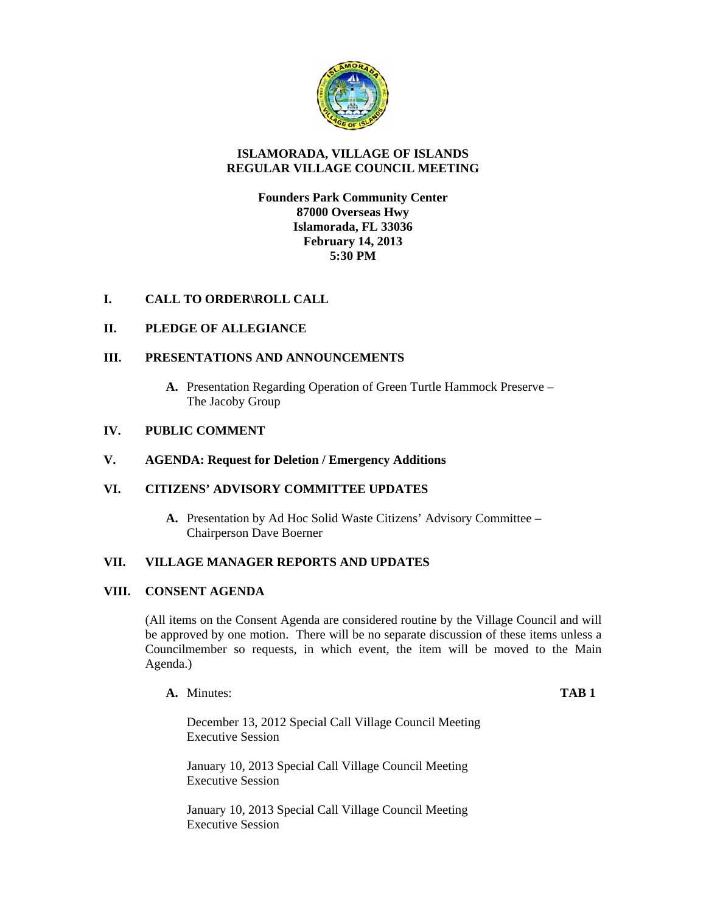# ISLAMORADA, VILLAGE OF ISLANDS
# REGULAR VILLAGE COUNCIL MEETING

**Founders Park Community Center**
**87000 Overseas Hwy**
**Islamorada, FL 33036**
**February 14, 2013**
**5:30 PM**

## I. CALL TO ORDER\ROLL CALL

## II. PLEDGE OF ALLEGIANCE

## III. PRESENTATIONS AND ANNOUNCEMENTS

**A.** Presentation Regarding Operation of Green Turtle Hammock Preserve – The Jacoby Group

## IV. PUBLIC COMMENT

## V. AGENDA: Request for Deletion / Emergency Additions

## VI. CITIZENS' ADVISORY COMMITTEE UPDATES

**A.** Presentation by Ad Hoc Solid Waste Citizens' Advisory Committee – Chairperson Dave Boerner

## VII. VILLAGE MANAGER REPORTS AND UPDATES

## VIII. CONSENT AGENDA

(All items on the Consent Agenda are considered routine by the Village Council and will be approved by one motion. There will be no separate discussion of these items unless a Councilmember so requests, in which event, the item will be moved to the Main Agenda.)

**A.** Minutes: **TAB 1**

December 13, 2012 Special Call Village Council Meeting
Executive Session

January 10, 2013 Special Call Village Council Meeting
Executive Session

January 10, 2013 Special Call Village Council Meeting
Executive Session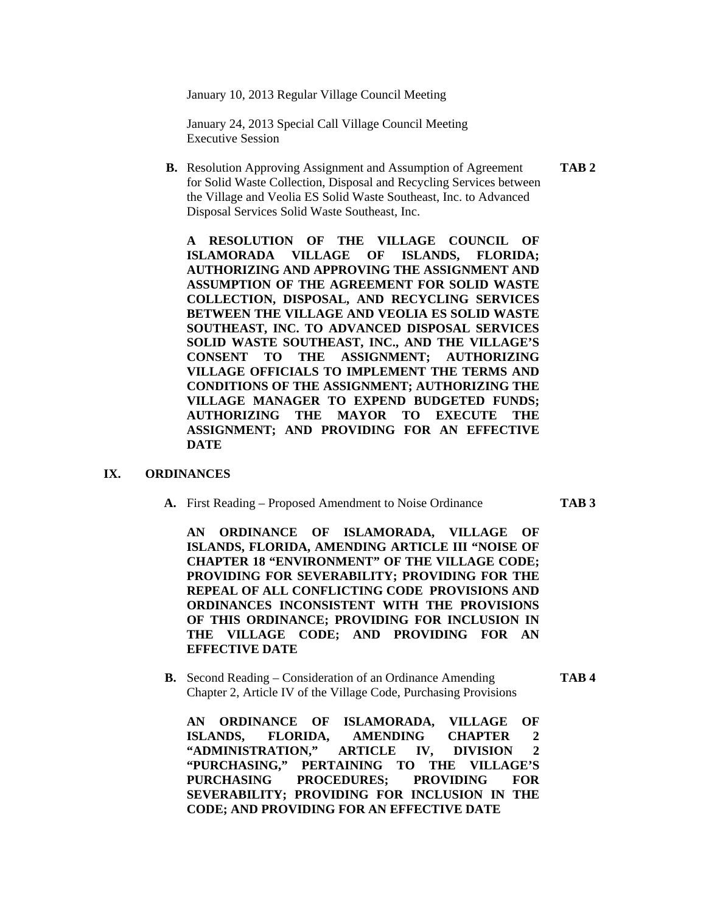January 10, 2013 Regular Village Council Meeting

January 24, 2013 Special Call Village Council Meeting
Executive Session

**B.** Resolution Approving Assignment and Assumption of Agreement for Solid Waste Collection, Disposal and Recycling Services between the Village and Veolia ES Solid Waste Southeast, Inc. to Advanced Disposal Services Solid Waste Southeast, Inc. **TAB 2**

**A RESOLUTION OF THE VILLAGE COUNCIL OF ISLAMORADA VILLAGE OF ISLANDS, FLORIDA; AUTHORIZING AND APPROVING THE ASSIGNMENT AND ASSUMPTION OF THE AGREEMENT FOR SOLID WASTE COLLECTION, DISPOSAL, AND RECYCLING SERVICES BETWEEN THE VILLAGE AND VEOLIA ES SOLID WASTE SOUTHEAST, INC. TO ADVANCED DISPOSAL SERVICES SOLID WASTE SOUTHEAST, INC., AND THE VILLAGE'S CONSENT TO THE ASSIGNMENT; AUTHORIZING VILLAGE OFFICIALS TO IMPLEMENT THE TERMS AND CONDITIONS OF THE ASSIGNMENT; AUTHORIZING THE VILLAGE MANAGER TO EXPEND BUDGETED FUNDS; AUTHORIZING THE MAYOR TO EXECUTE THE ASSIGNMENT; AND PROVIDING FOR AN EFFECTIVE DATE**

## IX. ORDINANCES

**A.** First Reading – Proposed Amendment to Noise Ordinance **TAB 3**

**AN ORDINANCE OF ISLAMORADA, VILLAGE OF ISLANDS, FLORIDA, AMENDING ARTICLE III "NOISE OF CHAPTER 18 "ENVIRONMENT" OF THE VILLAGE CODE; PROVIDING FOR SEVERABILITY; PROVIDING FOR THE REPEAL OF ALL CONFLICTING CODE PROVISIONS AND ORDINANCES INCONSISTENT WITH THE PROVISIONS OF THIS ORDINANCE; PROVIDING FOR INCLUSION IN THE VILLAGE CODE; AND PROVIDING FOR AN EFFECTIVE DATE**

**B.** Second Reading – Consideration of an Ordinance Amending Chapter 2, Article IV of the Village Code, Purchasing Provisions **TAB 4**

**AN ORDINANCE OF ISLAMORADA, VILLAGE OF ISLANDS, FLORIDA, AMENDING CHAPTER 2 "ADMINISTRATION," ARTICLE IV, DIVISION 2 "PURCHASING," PERTAINING TO THE VILLAGE'S PURCHASING PROCEDURES; PROVIDING FOR SEVERABILITY; PROVIDING FOR INCLUSION IN THE CODE; AND PROVIDING FOR AN EFFECTIVE DATE**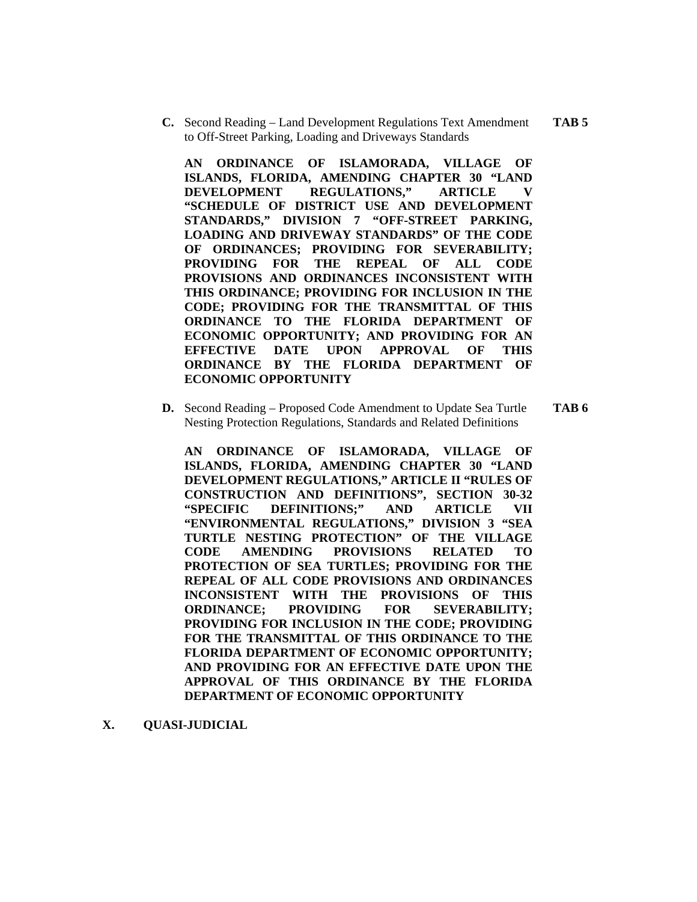**C.** Second Reading – Land Development Regulations Text Amendment to Off-Street Parking, Loading and Driveways Standards **TAB 5**

**AN ORDINANCE OF ISLAMORADA, VILLAGE OF ISLANDS, FLORIDA, AMENDING CHAPTER 30 "LAND DEVELOPMENT REGULATIONS," ARTICLE V "SCHEDULE OF DISTRICT USE AND DEVELOPMENT STANDARDS," DIVISION 7 "OFF-STREET PARKING, LOADING AND DRIVEWAY STANDARDS" OF THE CODE OF ORDINANCES; PROVIDING FOR SEVERABILITY; PROVIDING FOR THE REPEAL OF ALL CODE PROVISIONS AND ORDINANCES INCONSISTENT WITH THIS ORDINANCE; PROVIDING FOR INCLUSION IN THE CODE; PROVIDING FOR THE TRANSMITTAL OF THIS ORDINANCE TO THE FLORIDA DEPARTMENT OF ECONOMIC OPPORTUNITY; AND PROVIDING FOR AN EFFECTIVE DATE UPON APPROVAL OF THIS ORDINANCE BY THE FLORIDA DEPARTMENT OF ECONOMIC OPPORTUNITY**

**D.** Second Reading – Proposed Code Amendment to Update Sea Turtle Nesting Protection Regulations, Standards and Related Definitions **TAB 6**

**AN ORDINANCE OF ISLAMORADA, VILLAGE OF ISLANDS, FLORIDA, AMENDING CHAPTER 30 "LAND DEVELOPMENT REGULATIONS," ARTICLE II "RULES OF CONSTRUCTION AND DEFINITIONS", SECTION 30-32 "SPECIFIC DEFINITIONS;" AND ARTICLE VII "ENVIRONMENTAL REGULATIONS," DIVISION 3 "SEA TURTLE NESTING PROTECTION" OF THE VILLAGE CODE AMENDING PROVISIONS RELATED TO PROTECTION OF SEA TURTLES; PROVIDING FOR THE REPEAL OF ALL CODE PROVISIONS AND ORDINANCES INCONSISTENT WITH THE PROVISIONS OF THIS ORDINANCE; PROVIDING FOR SEVERABILITY; PROVIDING FOR INCLUSION IN THE CODE; PROVIDING FOR THE TRANSMITTAL OF THIS ORDINANCE TO THE FLORIDA DEPARTMENT OF ECONOMIC OPPORTUNITY; AND PROVIDING FOR AN EFFECTIVE DATE UPON THE APPROVAL OF THIS ORDINANCE BY THE FLORIDA DEPARTMENT OF ECONOMIC OPPORTUNITY**

## X. QUASI-JUDICIAL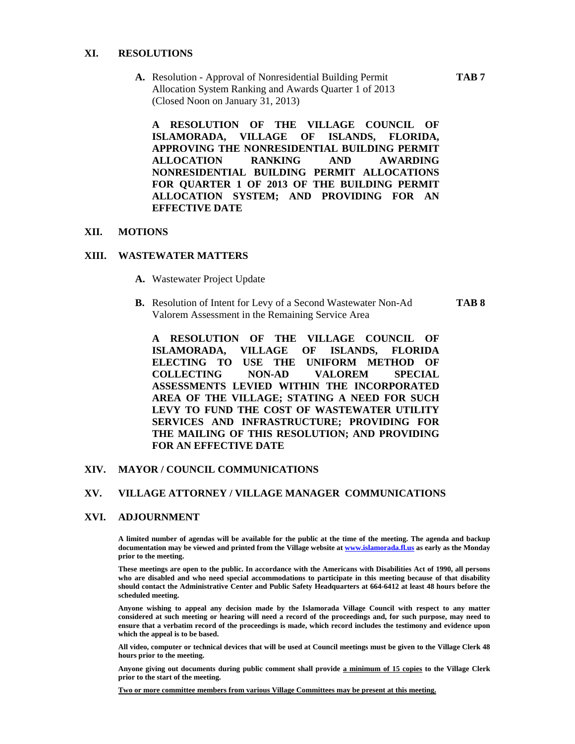## XI. RESOLUTIONS

**A.** Resolution - Approval of Nonresidential Building Permit Allocation System Ranking and Awards Quarter 1 of 2013 (Closed Noon on January 31, 2013) **TAB 7**

**A RESOLUTION OF THE VILLAGE COUNCIL OF ISLAMORADA, VILLAGE OF ISLANDS, FLORIDA, APPROVING THE NONRESIDENTIAL BUILDING PERMIT ALLOCATION RANKING AND AWARDING NONRESIDENTIAL BUILDING PERMIT ALLOCATIONS FOR QUARTER 1 OF 2013 OF THE BUILDING PERMIT ALLOCATION SYSTEM; AND PROVIDING FOR AN EFFECTIVE DATE**

## XII. MOTIONS

## XIII. WASTEWATER MATTERS

**A.** Wastewater Project Update

**B.** Resolution of Intent for Levy of a Second Wastewater Non-Ad Valorem Assessment in the Remaining Service Area **TAB 8**

**A RESOLUTION OF THE VILLAGE COUNCIL OF ISLAMORADA, VILLAGE OF ISLANDS, FLORIDA ELECTING TO USE THE UNIFORM METHOD OF COLLECTING NON-AD VALOREM SPECIAL ASSESSMENTS LEVIED WITHIN THE INCORPORATED AREA OF THE VILLAGE; STATING A NEED FOR SUCH LEVY TO FUND THE COST OF WASTEWATER UTILITY SERVICES AND INFRASTRUCTURE; PROVIDING FOR THE MAILING OF THIS RESOLUTION; AND PROVIDING FOR AN EFFECTIVE DATE**

## XIV. MAYOR / COUNCIL COMMUNICATIONS

## XV. VILLAGE ATTORNEY / VILLAGE MANAGER COMMUNICATIONS

## XVI. ADJOURNMENT

**A limited number of agendas will be available for the public at the time of the meeting. The agenda and backup documentation may be viewed and printed from the Village website at [www.islamorada.fl.us](http://www.islamorada.fl.us) as early as the Monday prior to the meeting.**

**These meetings are open to the public. In accordance with the Americans with Disabilities Act of 1990, all persons who are disabled and who need special accommodations to participate in this meeting because of that disability should contact the Administrative Center and Public Safety Headquarters at 664-6412 at least 48 hours before the scheduled meeting.**

**Anyone wishing to appeal any decision made by the Islamorada Village Council with respect to any matter considered at such meeting or hearing will need a record of the proceedings and, for such purpose, may need to ensure that a verbatim record of the proceedings is made, which record includes the testimony and evidence upon which the appeal is to be based.**

**All video, computer or technical devices that will be used at Council meetings must be given to the Village Clerk 48 hours prior to the meeting.**

**Anyone giving out documents during public comment shall provide <u>a minimum of 15 copies</u> to the Village Clerk prior to the start of the meeting.**

**<u>Two or more committee members from various Village Committees may be present at this meeting.</u>**